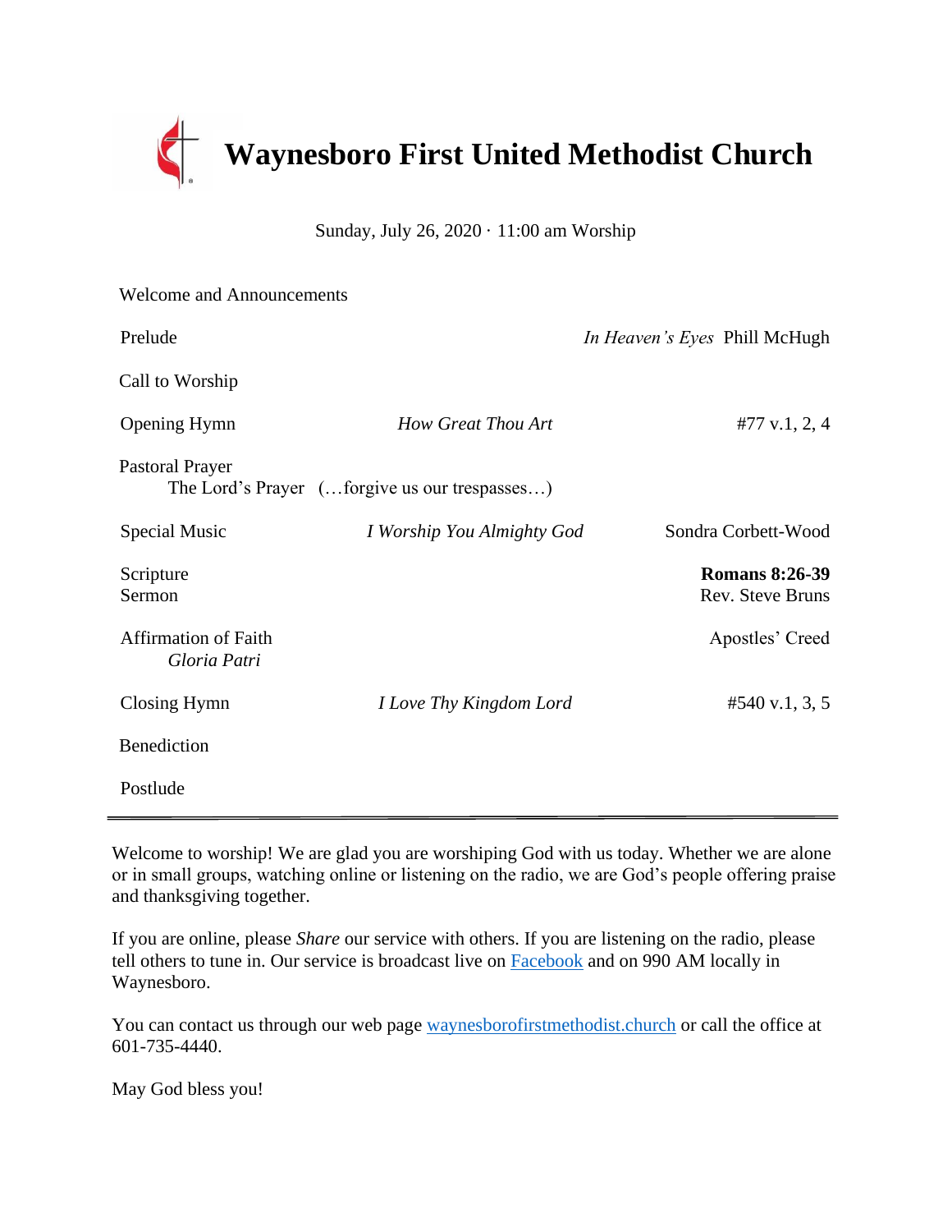# Waynesboro First United Methodist Church

Sunday, July 26, 2020 · 11:00 am Worship

Welcome and Announcements

Prelude — *In Heaven's Eyes* Phill McHugh

Call to Worship

Opening Hymn — *How Great Thou Art* — #77 v.1, 2, 4

Pastoral Prayer
The Lord's Prayer (…forgive us our trespasses…)

Special Music — *I Worship You Almighty God* — Sondra Corbett-Wood

Scripture — **Romans 8:26-39**
Sermon — Rev. Steve Bruns

Affirmation of Faith — Apostles' Creed
*Gloria Patri*

Closing Hymn — *I Love Thy Kingdom Lord* — #540 v.1, 3, 5

Benediction

Postlude

---

Welcome to worship! We are glad you are worshiping God with us today. Whether we are alone or in small groups, watching online or listening on the radio, we are God's people offering praise and thanksgiving together.

If you are online, please *Share* our service with others. If you are listening on the radio, please tell others to tune in. Our service is broadcast live on Facebook and on 990 AM locally in Waynesboro.

You can contact us through our web page waynesborofirstmethodist.church or call the office at 601-735-4440.

May God bless you!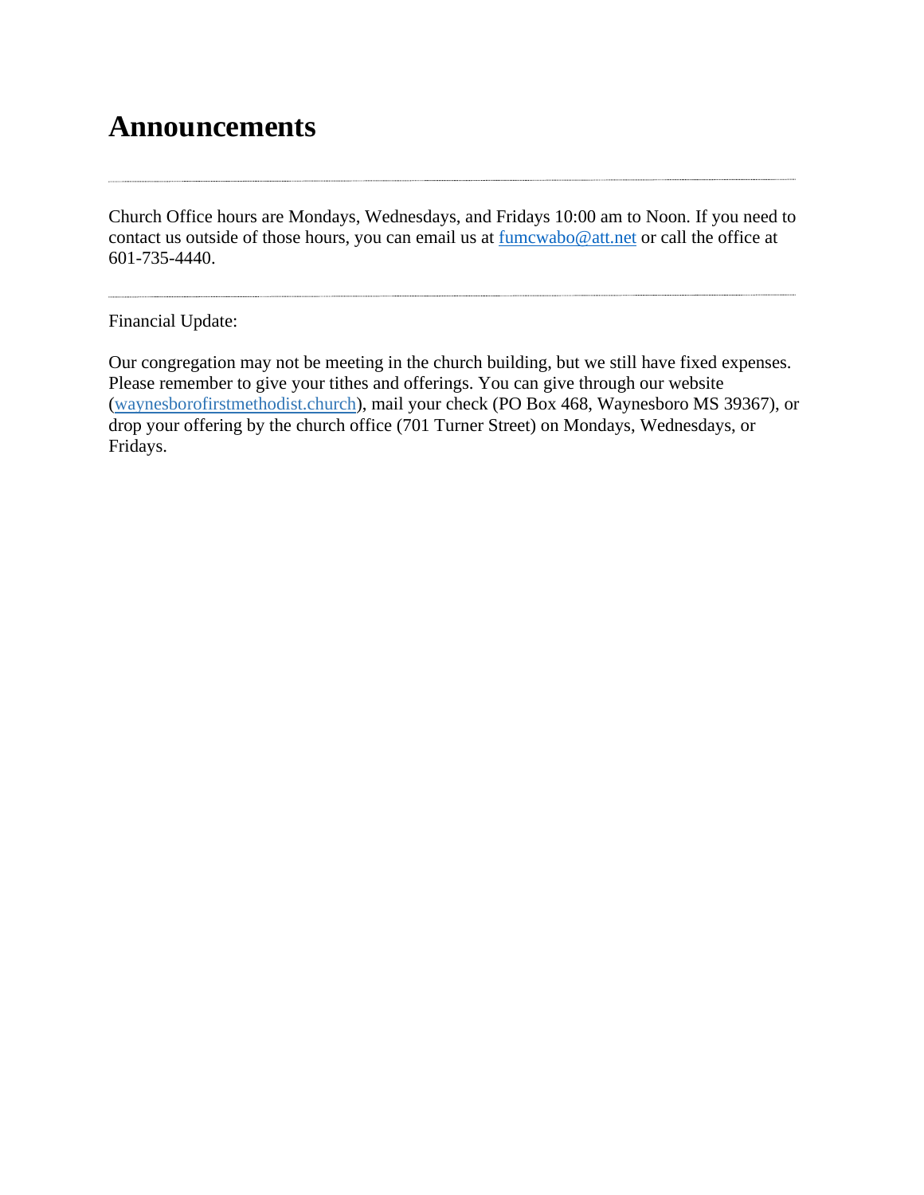# Announcements

---

Church Office hours are Mondays, Wednesdays, and Fridays 10:00 am to Noon. If you need to contact us outside of those hours, you can email us at fumcwabo@att.net or call the office at 601-735-4440.

---

Financial Update:

Our congregation may not be meeting in the church building, but we still have fixed expenses. Please remember to give your tithes and offerings. You can give through our website (waynesborofirstmethodist.church), mail your check (PO Box 468, Waynesboro MS 39367), or drop your offering by the church office (701 Turner Street) on Mondays, Wednesdays, or Fridays.